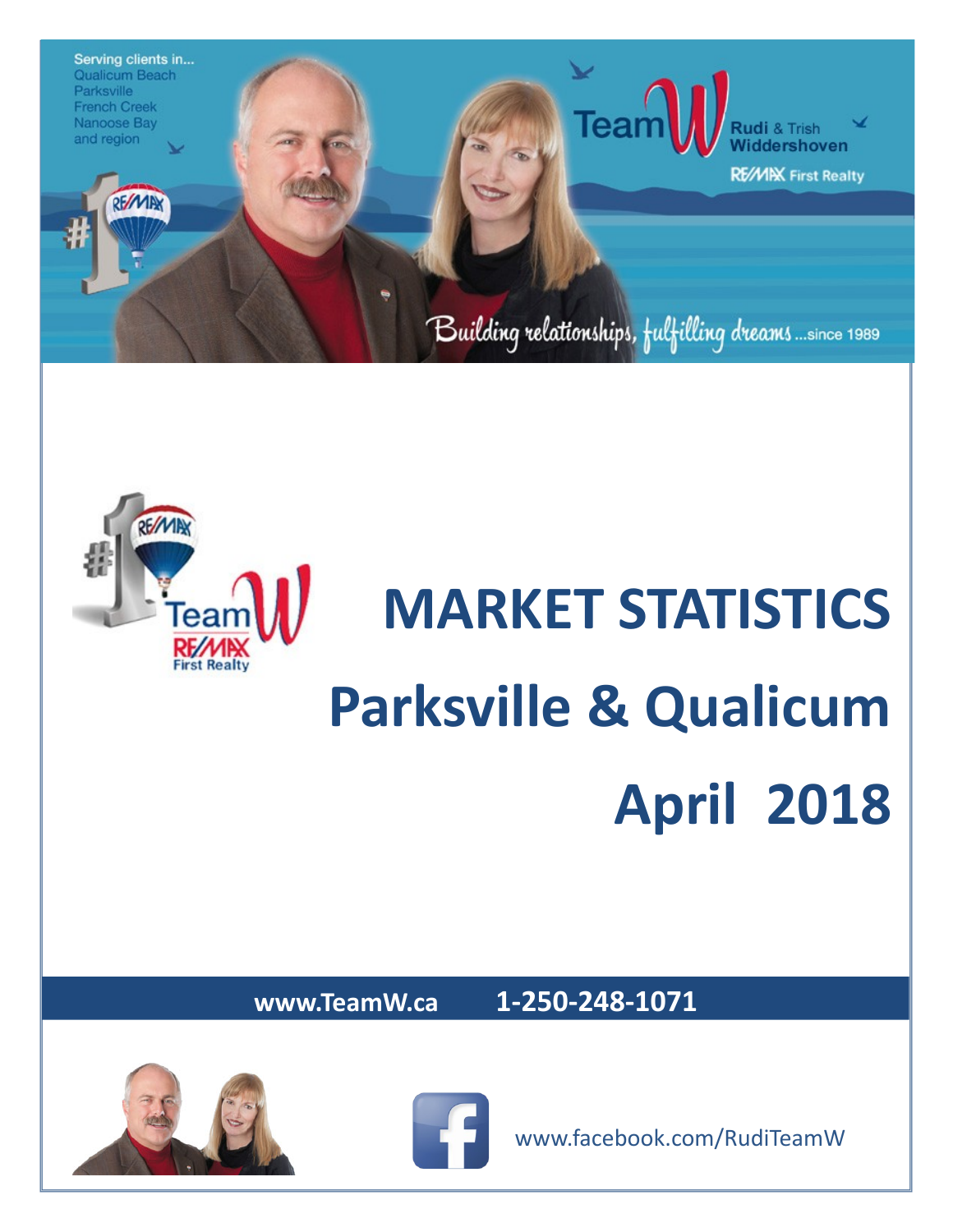Serving clients in...
Qualicum Beach
Parksville
French Creek
Nanoose Bay
and region

Team W Rudi & Trish Widdershoven

RE/MAX First Realty

*Building relationships, fulfilling dreams ...since 1989*

# MARKET STATISTICS

# Parksville & Qualicum

# April 2018

**www.TeamW.ca** **1-250-248-1071**

www.facebook.com/RudiTeamW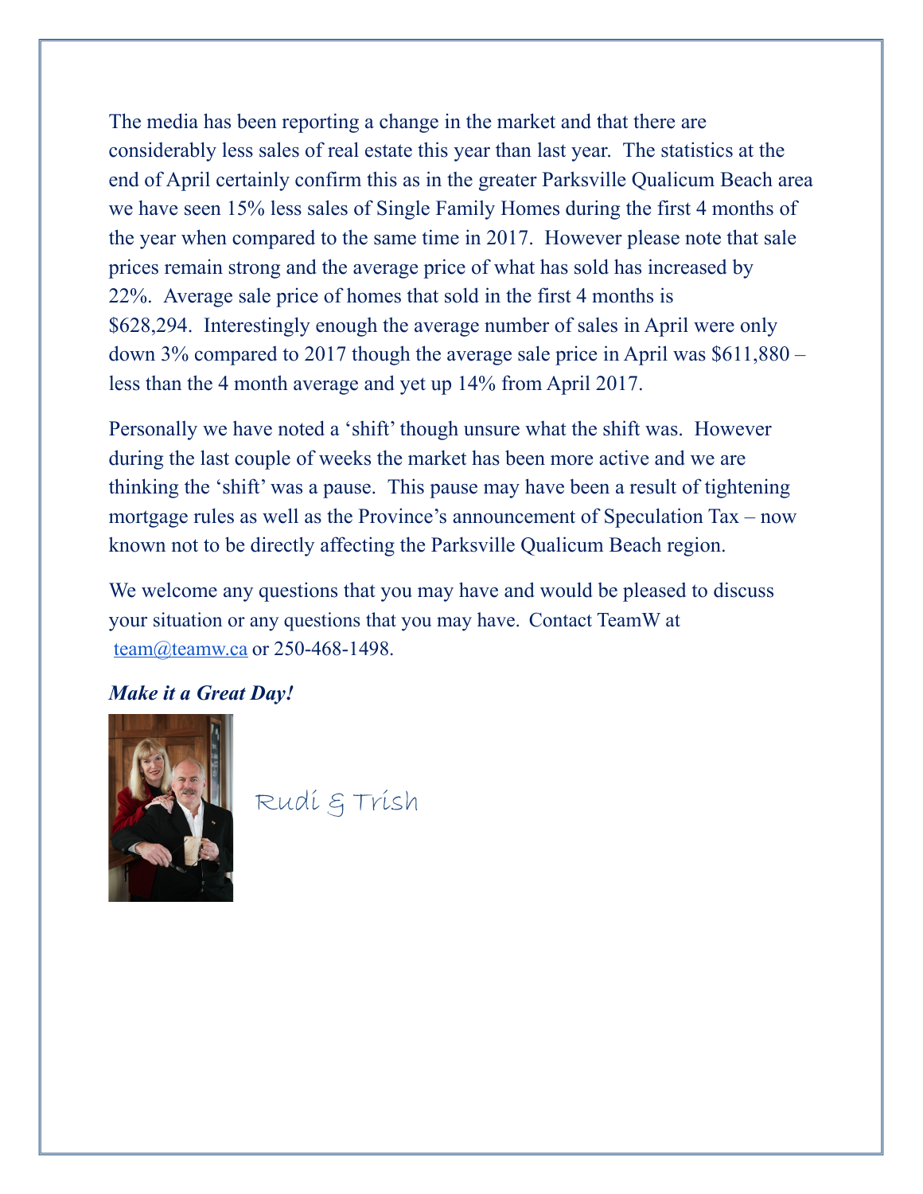The media has been reporting a change in the market and that there are considerably less sales of real estate this year than last year.  The statistics at the end of April certainly confirm this as in the greater Parksville Qualicum Beach area we have seen 15% less sales of Single Family Homes during the first 4 months of the year when compared to the same time in 2017.  However please note that sale prices remain strong and the average price of what has sold has increased by 22%.  Average sale price of homes that sold in the first 4 months is $628,294.  Interestingly enough the average number of sales in April were only down 3% compared to 2017 though the average sale price in April was $611,880 – less than the 4 month average and yet up 14% from April 2017.

Personally we have noted a 'shift' though unsure what the shift was.  However during the last couple of weeks the market has been more active and we are thinking the 'shift' was a pause.  This pause may have been a result of tightening mortgage rules as well as the Province's announcement of Speculation Tax – now known not to be directly affecting the Parksville Qualicum Beach region.

We welcome any questions that you may have and would be pleased to discuss your situation or any questions that you may have.  Contact TeamW at team@teamw.ca or 250-468-1498.

***Make it a Great Day!***

Rudi & Trish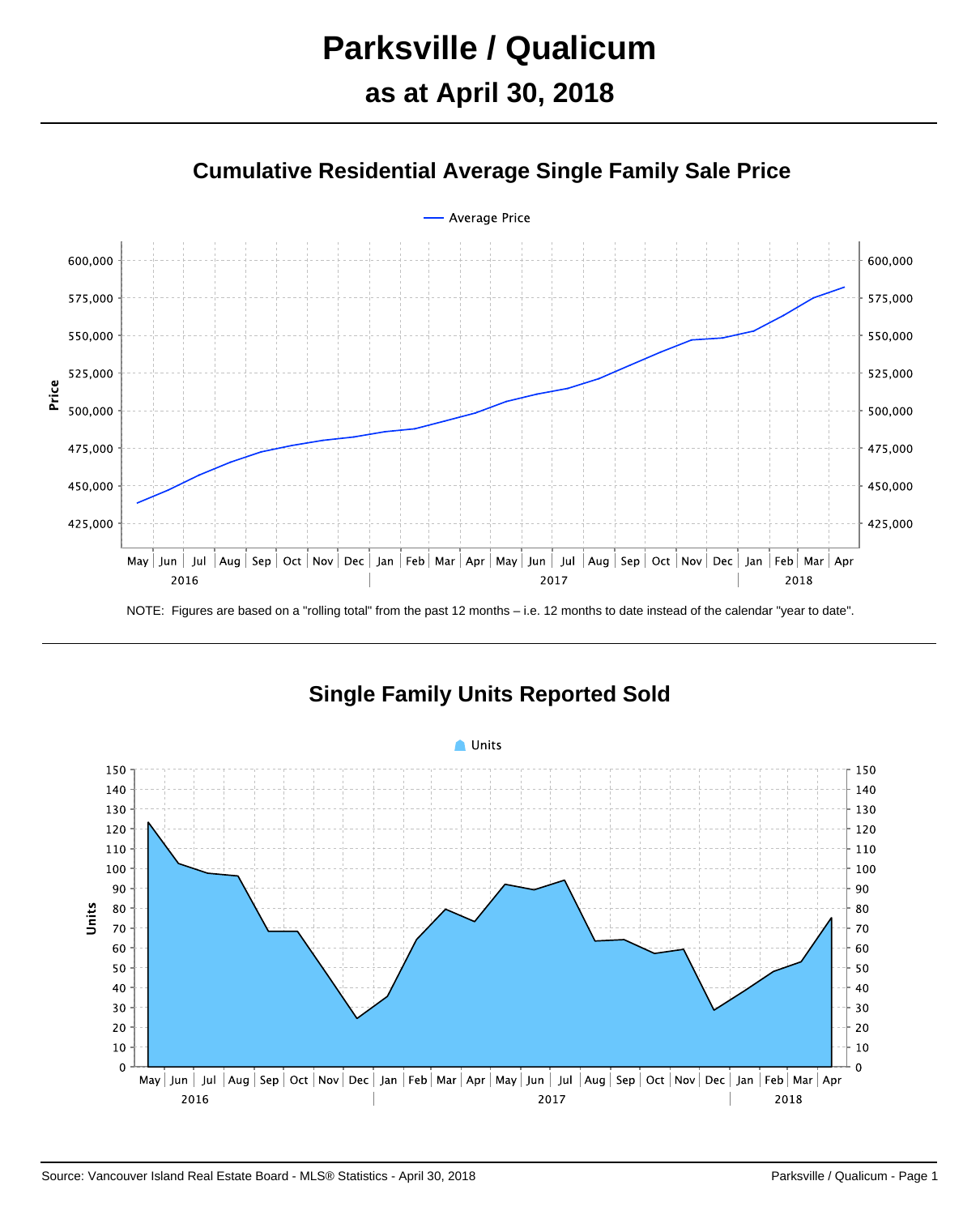# Parksville / Qualicum

## as at April 30, 2018

### Cumulative Residential Average Single Family Sale Price

NOTE: Figures are based on a "rolling total" from the past 12 months – i.e. 12 months to date instead of the calendar "year to date".

### Single Family Units Reported Sold

Source: Vancouver Island Real Estate Board - MLS® Statistics - April 30, 2018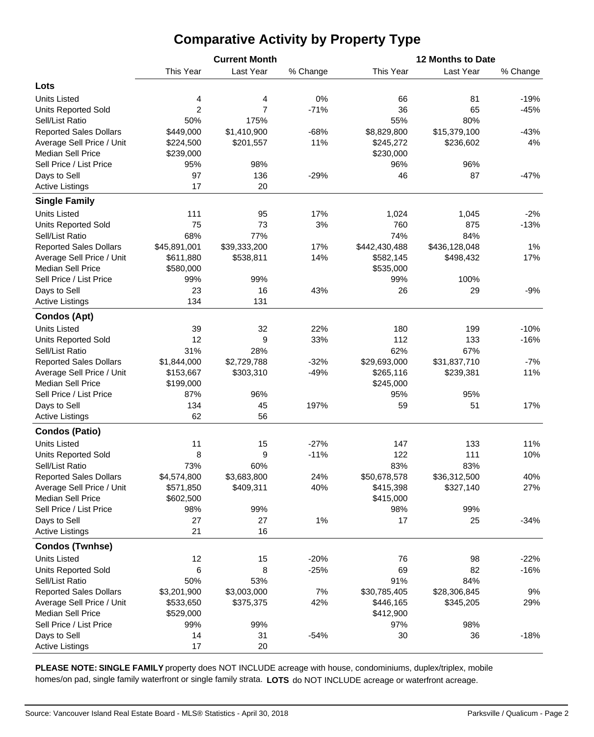# Comparative Activity by Property Type

| | Current Month | | | 12 Months to Date | | |
|---|---|---|---|---|---|---|
| | This Year | Last Year | % Change | This Year | Last Year | % Change |
| **Lots** | | | | | | |
| Units Listed | 4 | 4 | 0% | 66 | 81 | -19% |
| Units Reported Sold | 2 | 7 | -71% | 36 | 65 | -45% |
| Sell/List Ratio | 50% | 175% | | 55% | 80% | |
| Reported Sales Dollars | $449,000 | $1,410,900 | -68% | $8,829,800 | $15,379,100 | -43% |
| Average Sell Price / Unit | $224,500 | $201,557 | 11% | $245,272 | $236,602 | 4% |
| Median Sell Price | $239,000 | | | $230,000 | | |
| Sell Price / List Price | 95% | 98% | | 96% | 96% | |
| Days to Sell | 97 | 136 | -29% | 46 | 87 | -47% |
| Active Listings | 17 | 20 | | | | |
| **Single Family** | | | | | | |
| Units Listed | 111 | 95 | 17% | 1,024 | 1,045 | -2% |
| Units Reported Sold | 75 | 73 | 3% | 760 | 875 | -13% |
| Sell/List Ratio | 68% | 77% | | 74% | 84% | |
| Reported Sales Dollars | $45,891,001 | $39,333,200 | 17% | $442,430,488 | $436,128,048 | 1% |
| Average Sell Price / Unit | $611,880 | $538,811 | 14% | $582,145 | $498,432 | 17% |
| Median Sell Price | $580,000 | | | $535,000 | | |
| Sell Price / List Price | 99% | 99% | | 99% | 100% | |
| Days to Sell | 23 | 16 | 43% | 26 | 29 | -9% |
| Active Listings | 134 | 131 | | | | |
| **Condos (Apt)** | | | | | | |
| Units Listed | 39 | 32 | 22% | 180 | 199 | -10% |
| Units Reported Sold | 12 | 9 | 33% | 112 | 133 | -16% |
| Sell/List Ratio | 31% | 28% | | 62% | 67% | |
| Reported Sales Dollars | $1,844,000 | $2,729,788 | -32% | $29,693,000 | $31,837,710 | -7% |
| Average Sell Price / Unit | $153,667 | $303,310 | -49% | $265,116 | $239,381 | 11% |
| Median Sell Price | $199,000 | | | $245,000 | | |
| Sell Price / List Price | 87% | 96% | | 95% | 95% | |
| Days to Sell | 134 | 45 | 197% | 59 | 51 | 17% |
| Active Listings | 62 | 56 | | | | |
| **Condos (Patio)** | | | | | | |
| Units Listed | 11 | 15 | -27% | 147 | 133 | 11% |
| Units Reported Sold | 8 | 9 | -11% | 122 | 111 | 10% |
| Sell/List Ratio | 73% | 60% | | 83% | 83% | |
| Reported Sales Dollars | $4,574,800 | $3,683,800 | 24% | $50,678,578 | $36,312,500 | 40% |
| Average Sell Price / Unit | $571,850 | $409,311 | 40% | $415,398 | $327,140 | 27% |
| Median Sell Price | $602,500 | | | $415,000 | | |
| Sell Price / List Price | 98% | 99% | | 98% | 99% | |
| Days to Sell | 27 | 27 | 1% | 17 | 25 | -34% |
| Active Listings | 21 | 16 | | | | |
| **Condos (Twnhse)** | | | | | | |
| Units Listed | 12 | 15 | -20% | 76 | 98 | -22% |
| Units Reported Sold | 6 | 8 | -25% | 69 | 82 | -16% |
| Sell/List Ratio | 50% | 53% | | 91% | 84% | |
| Reported Sales Dollars | $3,201,900 | $3,003,000 | 7% | $30,785,405 | $28,306,845 | 9% |
| Average Sell Price / Unit | $533,650 | $375,375 | 42% | $446,165 | $345,205 | 29% |
| Median Sell Price | $529,000 | | | $412,900 | | |
| Sell Price / List Price | 99% | 99% | | 97% | 98% | |
| Days to Sell | 14 | 31 | -54% | 30 | 36 | -18% |
| Active Listings | 17 | 20 | | | | |

**PLEASE NOTE: SINGLE FAMILY** property does NOT INCLUDE acreage with house, condominiums, duplex/triplex, mobile homes/on pad, single family waterfront or single family strata. **LOTS** do NOT INCLUDE acreage or waterfront acreage.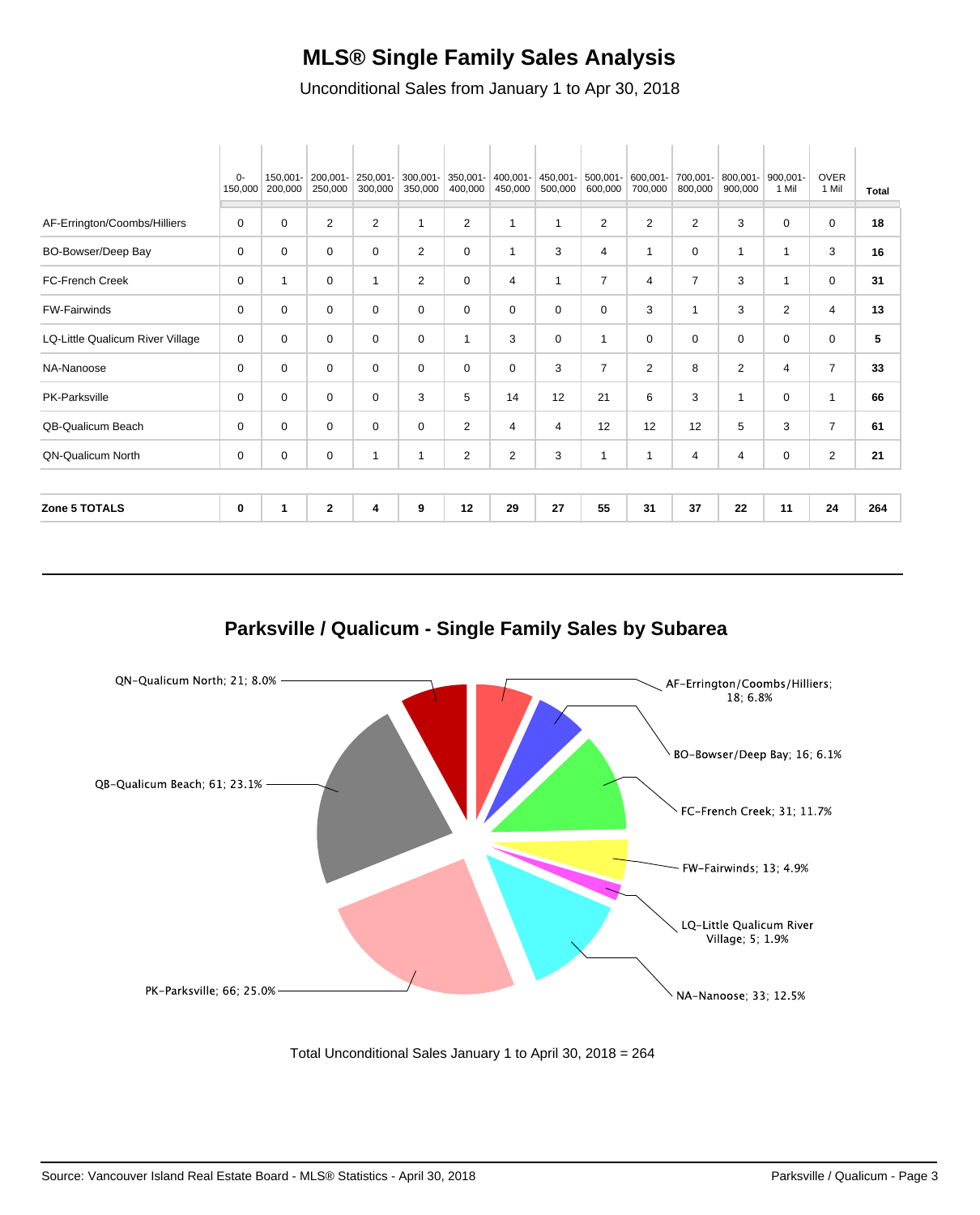# MLS® Single Family Sales Analysis

Unconditional Sales from January 1 to Apr 30, 2018

| | 0-150,000 | 150,001-200,000 | 200,001-250,000 | 250,001-300,000 | 300,001-350,000 | 350,001-400,000 | 400,001-450,000 | 450,001-500,000 | 500,001-600,000 | 600,001-700,000 | 700,001-800,000 | 800,001-900,000 | 900,001-1 Mil | OVER 1 Mil | Total |
|---|---|---|---|---|---|---|---|---|---|---|---|---|---|---|---|
| AF-Errington/Coombs/Hilliers | 0 | 0 | 2 | 2 | 1 | 2 | 1 | 1 | 2 | 2 | 2 | 3 | 0 | 0 | **18** |
| BO-Bowser/Deep Bay | 0 | 0 | 0 | 0 | 2 | 0 | 1 | 3 | 4 | 1 | 0 | 1 | 1 | 3 | **16** |
| FC-French Creek | 0 | 1 | 0 | 1 | 2 | 0 | 4 | 1 | 7 | 4 | 7 | 3 | 1 | 0 | **31** |
| FW-Fairwinds | 0 | 0 | 0 | 0 | 0 | 0 | 0 | 0 | 0 | 3 | 1 | 3 | 2 | 4 | **13** |
| LQ-Little Qualicum River Village | 0 | 0 | 0 | 0 | 0 | 1 | 3 | 0 | 1 | 0 | 0 | 0 | 0 | 0 | **5** |
| NA-Nanoose | 0 | 0 | 0 | 0 | 0 | 0 | 0 | 3 | 7 | 2 | 8 | 2 | 4 | 7 | **33** |
| PK-Parksville | 0 | 0 | 0 | 0 | 3 | 5 | 14 | 12 | 21 | 6 | 3 | 1 | 0 | 1 | **66** |
| QB-Qualicum Beach | 0 | 0 | 0 | 0 | 0 | 2 | 4 | 4 | 12 | 12 | 12 | 5 | 3 | 7 | **61** |
| QN-Qualicum North | 0 | 0 | 0 | 1 | 1 | 2 | 2 | 3 | 1 | 1 | 4 | 4 | 0 | 2 | **21** |
| **Zone 5 TOTALS** | **0** | **1** | **2** | **4** | **9** | **12** | **29** | **27** | **55** | **31** | **37** | **22** | **11** | **24** | **264** |

## Parksville / Qualicum - Single Family Sales by Subarea

QN-Qualicum North; 21; 8.0%
AF-Errington/Coombs/Hilliers; 18; 6.8%
BO-Bowser/Deep Bay; 16; 6.1%
QB-Qualicum Beach; 61; 23.1%
FC-French Creek; 31; 11.7%
FW-Fairwinds; 13; 4.9%
LQ-Little Qualicum River Village; 5; 1.9%
PK-Parksville; 66; 25.0%
NA-Nanoose; 33; 12.5%

Total Unconditional Sales January 1 to April 30, 2018 = 264

Source: Vancouver Island Real Estate Board - MLS® Statistics - April 30, 2018